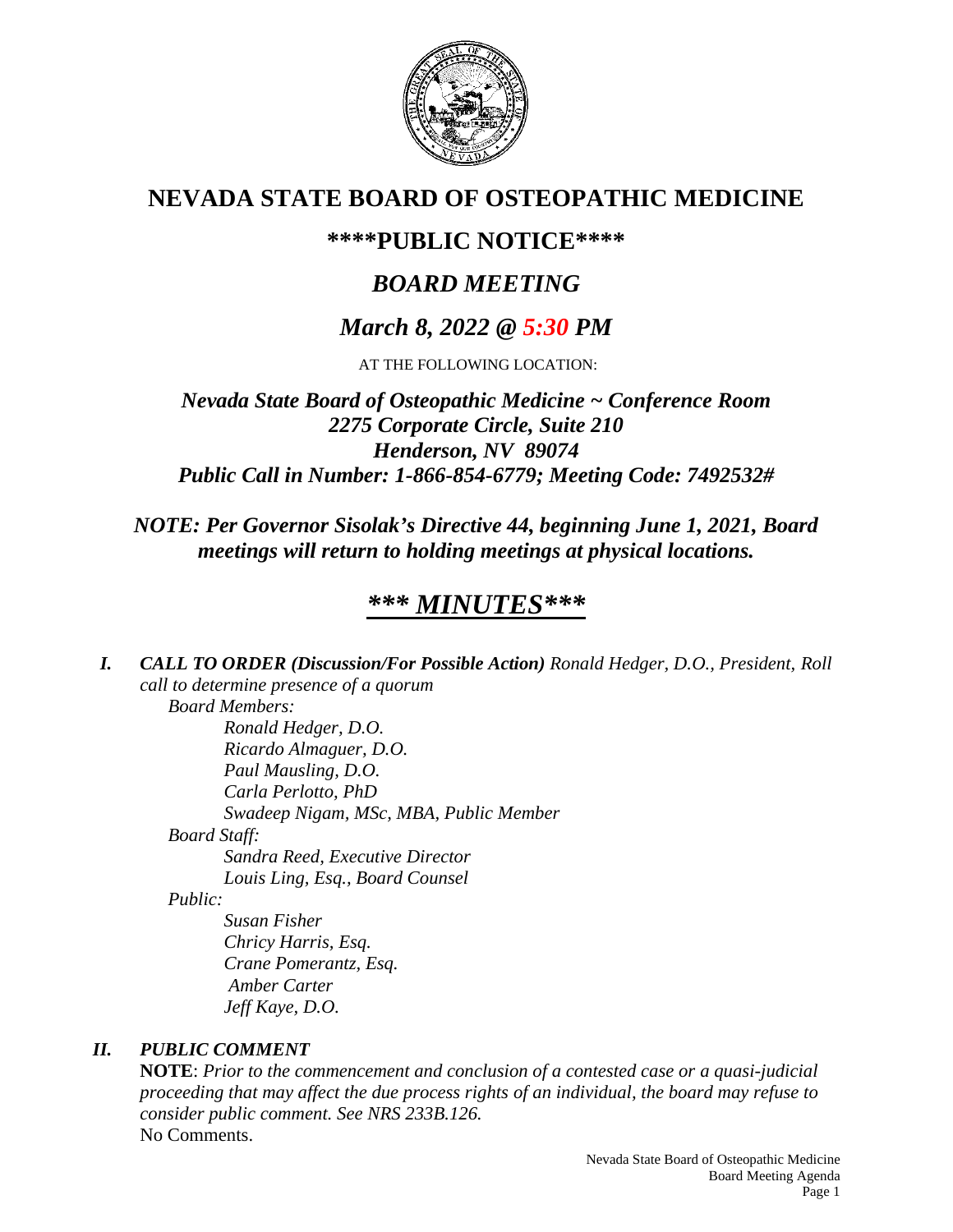# NEVADA STATE BOARD OF OSTEOPATHIC MEDICINE

## \*\*\*\*PUBLIC NOTICE\*\*\*\*

## *BOARD MEETING*

## *March 8, 2022 @ 5:30 PM*

AT THE FOLLOWING LOCATION:

***Nevada State Board of Osteopathic Medicine ~ Conference Room***
***2275 Corporate Circle, Suite 210***
***Henderson, NV 89074***
***Public Call in Number: 1-866-854-6779; Meeting Code: 7492532#***

***NOTE: Per Governor Sisolak's Directive 44, beginning June 1, 2021, Board meetings will return to holding meetings at physical locations.***

## ***\*\*\* MINUTES\*\*\****

***I. CALL TO ORDER (Discussion/For Possible Action)*** *Ronald Hedger, D.O., President, Roll call to determine presence of a quorum*

*Board Members:*

- *Ronald Hedger, D.O.*
- *Ricardo Almaguer, D.O.*
- *Paul Mausling, D.O.*
- *Carla Perlotto, PhD*
- *Swadeep Nigam, MSc, MBA, Public Member*

*Board Staff:*

- *Sandra Reed, Executive Director*
- *Louis Ling, Esq., Board Counsel*

*Public:*

- *Susan Fisher*
- *Chricy Harris, Esq.*
- *Crane Pomerantz, Esq.*
- *Amber Carter*
- *Jeff Kaye, D.O.*

***II. PUBLIC COMMENT***

**NOTE**: *Prior to the commencement and conclusion of a contested case or a quasi-judicial proceeding that may affect the due process rights of an individual, the board may refuse to consider public comment. See NRS 233B.126.*

No Comments.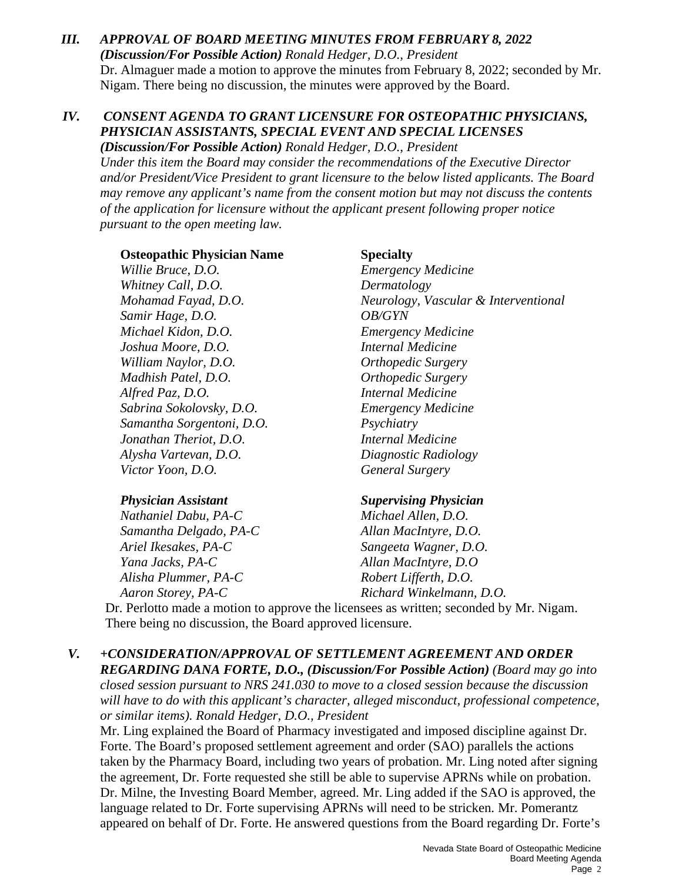### *III. APPROVAL OF BOARD MEETING MINUTES FROM FEBRUARY 8, 2022*

***(Discussion/For Possible Action)*** *Ronald Hedger, D.O., President*

Dr. Almaguer made a motion to approve the minutes from February 8, 2022; seconded by Mr. Nigam. There being no discussion, the minutes were approved by the Board.

### *IV. CONSENT AGENDA TO GRANT LICENSURE FOR OSTEOPATHIC PHYSICIANS, PHYSICIAN ASSISTANTS, SPECIAL EVENT AND SPECIAL LICENSES*

***(Discussion/For Possible Action)*** *Ronald Hedger, D.O., President*

*Under this item the Board may consider the recommendations of the Executive Director and/or President/Vice President to grant licensure to the below listed applicants. The Board may remove any applicant's name from the consent motion but may not discuss the contents of the application for licensure without the applicant present following proper notice pursuant to the open meeting law.*

| **Osteopathic Physician Name** | **Specialty** |
|---|---|
| *Willie Bruce, D.O.* | *Emergency Medicine* |
| *Whitney Call, D.O.* | *Dermatology* |
| *Mohamad Fayad, D.O.* | *Neurology, Vascular & Interventional* |
| *Samir Hage, D.O.* | *OB/GYN* |
| *Michael Kidon, D.O.* | *Emergency Medicine* |
| *Joshua Moore, D.O.* | *Internal Medicine* |
| *William Naylor, D.O.* | *Orthopedic Surgery* |
| *Madhish Patel, D.O.* | *Orthopedic Surgery* |
| *Alfred Paz, D.O.* | *Internal Medicine* |
| *Sabrina Sokolovsky, D.O.* | *Emergency Medicine* |
| *Samantha Sorgentoni, D.O.* | *Psychiatry* |
| *Jonathan Theriot, D.O.* | *Internal Medicine* |
| *Alysha Vartevan, D.O.* | *Diagnostic Radiology* |
| *Victor Yoon, D.O.* | *General Surgery* |

| ***Physician Assistant*** | ***Supervising Physician*** |
|---|---|
| *Nathaniel Dabu, PA-C* | *Michael Allen, D.O.* |
| *Samantha Delgado, PA-C* | *Allan MacIntyre, D.O.* |
| *Ariel Ikesakes, PA-C* | *Sangeeta Wagner, D.O.* |
| *Yana Jacks, PA-C* | *Allan MacIntyre, D.O* |
| *Alisha Plummer, PA-C* | *Robert Lifferth, D.O.* |
| *Aaron Storey, PA-C* | *Richard Winkelmann, D.O.* |

Dr. Perlotto made a motion to approve the licensees as written; seconded by Mr. Nigam. There being no discussion, the Board approved licensure.

### *V. +CONSIDERATION/APPROVAL OF SETTLEMENT AGREEMENT AND ORDER REGARDING DANA FORTE, D.O., (Discussion/For Possible Action)*

*(Board may go into closed session pursuant to NRS 241.030 to move to a closed session because the discussion will have to do with this applicant's character, alleged misconduct, professional competence, or similar items). Ronald Hedger, D.O., President*

Mr. Ling explained the Board of Pharmacy investigated and imposed discipline against Dr. Forte. The Board's proposed settlement agreement and order (SAO) parallels the actions taken by the Pharmacy Board, including two years of probation. Mr. Ling noted after signing the agreement, Dr. Forte requested she still be able to supervise APRNs while on probation. Dr. Milne, the Investing Board Member, agreed. Mr. Ling added if the SAO is approved, the language related to Dr. Forte supervising APRNs will need to be stricken. Mr. Pomerantz appeared on behalf of Dr. Forte. He answered questions from the Board regarding Dr. Forte's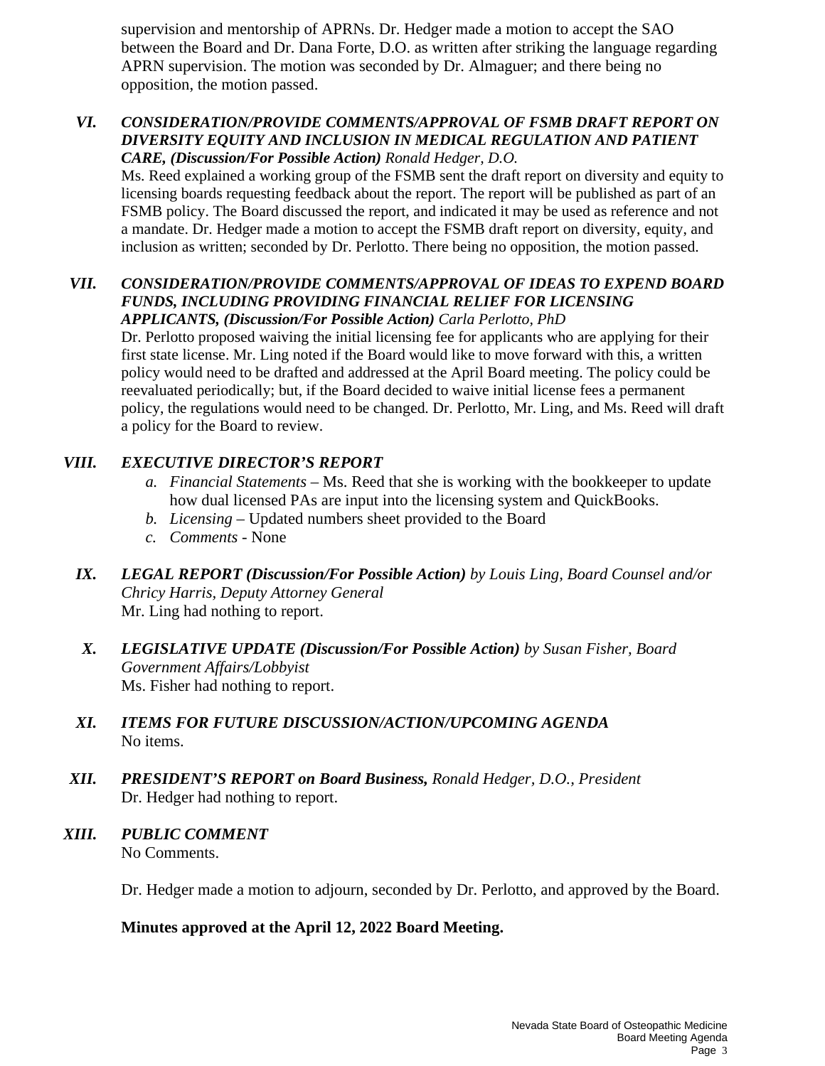supervision and mentorship of APRNs. Dr. Hedger made a motion to accept the SAO between the Board and Dr. Dana Forte, D.O. as written after striking the language regarding APRN supervision. The motion was seconded by Dr. Almaguer; and there being no opposition, the motion passed.

**VI.** ***CONSIDERATION/PROVIDE COMMENTS/APPROVAL OF FSMB DRAFT REPORT ON DIVERSITY EQUITY AND INCLUSION IN MEDICAL REGULATION AND PATIENT CARE, (Discussion/For Possible Action)*** *Ronald Hedger, D.O.*

Ms. Reed explained a working group of the FSMB sent the draft report on diversity and equity to licensing boards requesting feedback about the report. The report will be published as part of an FSMB policy. The Board discussed the report, and indicated it may be used as reference and not a mandate. Dr. Hedger made a motion to accept the FSMB draft report on diversity, equity, and inclusion as written; seconded by Dr. Perlotto. There being no opposition, the motion passed.

**VII.** ***CONSIDERATION/PROVIDE COMMENTS/APPROVAL OF IDEAS TO EXPEND BOARD FUNDS, INCLUDING PROVIDING FINANCIAL RELIEF FOR LICENSING APPLICANTS, (Discussion/For Possible Action)*** *Carla Perlotto, PhD*

Dr. Perlotto proposed waiving the initial licensing fee for applicants who are applying for their first state license. Mr. Ling noted if the Board would like to move forward with this, a written policy would need to be drafted and addressed at the April Board meeting. The policy could be reevaluated periodically; but, if the Board decided to waive initial license fees a permanent policy, the regulations would need to be changed. Dr. Perlotto, Mr. Ling, and Ms. Reed will draft a policy for the Board to review.

**VIII.** ***EXECUTIVE DIRECTOR'S REPORT***

a. *Financial Statements* – Ms. Reed that she is working with the bookkeeper to update how dual licensed PAs are input into the licensing system and QuickBooks.
b. *Licensing* – Updated numbers sheet provided to the Board
c. *Comments* - None

**IX.** ***LEGAL REPORT (Discussion/For Possible Action)*** *by Louis Ling, Board Counsel and/or Chricy Harris, Deputy Attorney General*

Mr. Ling had nothing to report.

**X.** ***LEGISLATIVE UPDATE (Discussion/For Possible Action)*** *by Susan Fisher, Board Government Affairs/Lobbyist*

Ms. Fisher had nothing to report.

**XI.** ***ITEMS FOR FUTURE DISCUSSION/ACTION/UPCOMING AGENDA***

No items.

**XII.** ***PRESIDENT'S REPORT on Board Business,*** *Ronald Hedger, D.O., President*

Dr. Hedger had nothing to report.

**XIII.** ***PUBLIC COMMENT***

No Comments.

Dr. Hedger made a motion to adjourn, seconded by Dr. Perlotto, and approved by the Board.

**Minutes approved at the April 12, 2022 Board Meeting.**